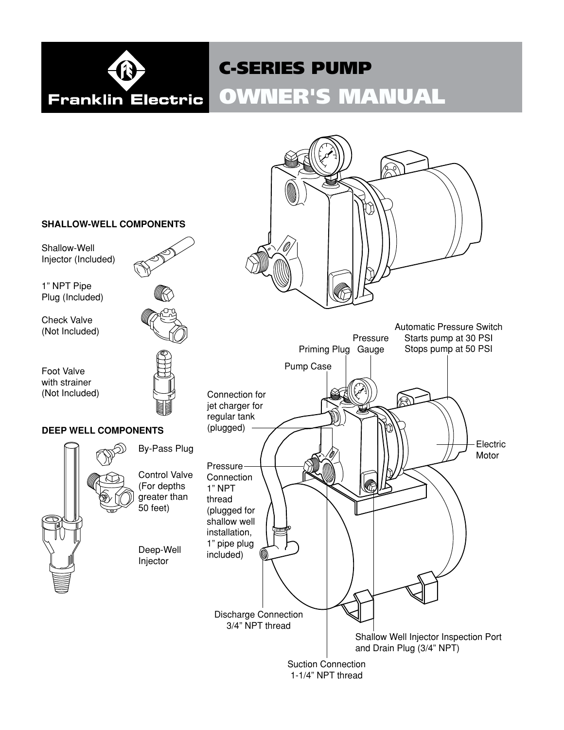# Franklin Electric

# C-SERIES PUMP

# OWNER'S MANUAL

### SHALLOW-WELL COMPONENTS

Shallow-Well Injector (Included)

1" NPT Pipe Plug (Included)

Check Valve (Not Included)

Foot Valve with strainer (Not Included)

### DEEP WELL COMPONENTS

By-Pass Plug

Control Valve (For depths greater than 50 feet)

Deep-Well Injector

Automatic Pressure Switch
Starts pump at 30 PSI
Stops pump at 50 PSI

Pressure Gauge

Priming Plug

Pump Case

Connection for jet charger for regular tank (plugged)

Electric Motor

Pressure Connection 1" NPT thread (plugged for shallow well installation, 1" pipe plug included)

Discharge Connection 3/4" NPT thread

Shallow Well Injector Inspection Port and Drain Plug (3/4" NPT)

Suction Connection 1-1/4" NPT thread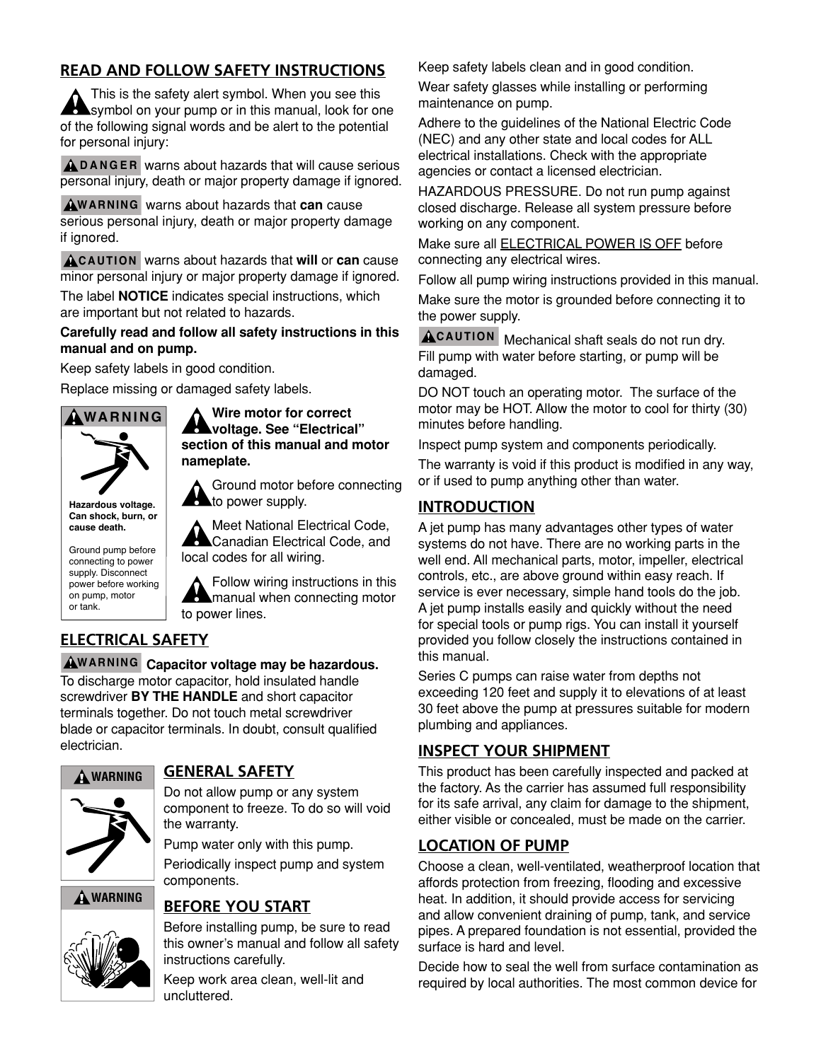## READ AND FOLLOW SAFETY INSTRUCTIONS

This is the safety alert symbol. When you see this symbol on your pump or in this manual, look for one of the following signal words and be alert to the potential for personal injury:

**DANGER** warns about hazards that will cause serious personal injury, death or major property damage if ignored.

**WARNING** warns about hazards that **can** cause serious personal injury, death or major property damage if ignored.

**CAUTION** warns about hazards that **will** or **can** cause minor personal injury or major property damage if ignored.

The label **NOTICE** indicates special instructions, which are important but not related to hazards.

**Carefully read and follow all safety instructions in this manual and on pump.**

Keep safety labels in good condition.

Replace missing or damaged safety labels.

**WARNING**

Hazardous voltage. Can shock, burn, or cause death.

Ground pump before connecting to power supply. Disconnect power before working on pump, motor or tank.

**Wire motor for correct voltage. See "Electrical" section of this manual and motor nameplate.**

Ground motor before connecting to power supply.

Meet National Electrical Code, Canadian Electrical Code, and local codes for all wiring.

Follow wiring instructions in this manual when connecting motor to power lines.

## ELECTRICAL SAFETY

**WARNING** **Capacitor voltage may be hazardous.** To discharge motor capacitor, hold insulated handle screwdriver **BY THE HANDLE** and short capacitor terminals together. Do not touch metal screwdriver blade or capacitor terminals. In doubt, consult qualified electrician.

**WARNING**

**WARNING**

## GENERAL SAFETY

Do not allow pump or any system component to freeze. To do so will void the warranty.

Pump water only with this pump.

Periodically inspect pump and system components.

## BEFORE YOU START

Before installing pump, be sure to read this owner's manual and follow all safety instructions carefully.

Keep work area clean, well-lit and uncluttered.

Keep safety labels clean and in good condition.

Wear safety glasses while installing or performing maintenance on pump.

Adhere to the guidelines of the National Electric Code (NEC) and any other state and local codes for ALL electrical installations. Check with the appropriate agencies or contact a licensed electrician.

HAZARDOUS PRESSURE. Do not run pump against closed discharge. Release all system pressure before working on any component.

Make sure all ELECTRICAL POWER IS OFF before connecting any electrical wires.

Follow all pump wiring instructions provided in this manual.

Make sure the motor is grounded before connecting it to the power supply.

**CAUTION** Mechanical shaft seals do not run dry. Fill pump with water before starting, or pump will be damaged.

DO NOT touch an operating motor. The surface of the motor may be HOT. Allow the motor to cool for thirty (30) minutes before handling.

Inspect pump system and components periodically.

The warranty is void if this product is modified in any way, or if used to pump anything other than water.

## INTRODUCTION

A jet pump has many advantages other types of water systems do not have. There are no working parts in the well end. All mechanical parts, motor, impeller, electrical controls, etc., are above ground within easy reach. If service is ever necessary, simple hand tools do the job. A jet pump installs easily and quickly without the need for special tools or pump rigs. You can install it yourself provided you follow closely the instructions contained in this manual.

Series C pumps can raise water from depths not exceeding 120 feet and supply it to elevations of at least 30 feet above the pump at pressures suitable for modern plumbing and appliances.

## INSPECT YOUR SHIPMENT

This product has been carefully inspected and packed at the factory. As the carrier has assumed full responsibility for its safe arrival, any claim for damage to the shipment, either visible or concealed, must be made on the carrier.

## LOCATION OF PUMP

Choose a clean, well-ventilated, weatherproof location that affords protection from freezing, flooding and excessive heat. In addition, it should provide access for servicing and allow convenient draining of pump, tank, and service pipes. A prepared foundation is not essential, provided the surface is hard and level.

Decide how to seal the well from surface contamination as required by local authorities. The most common device for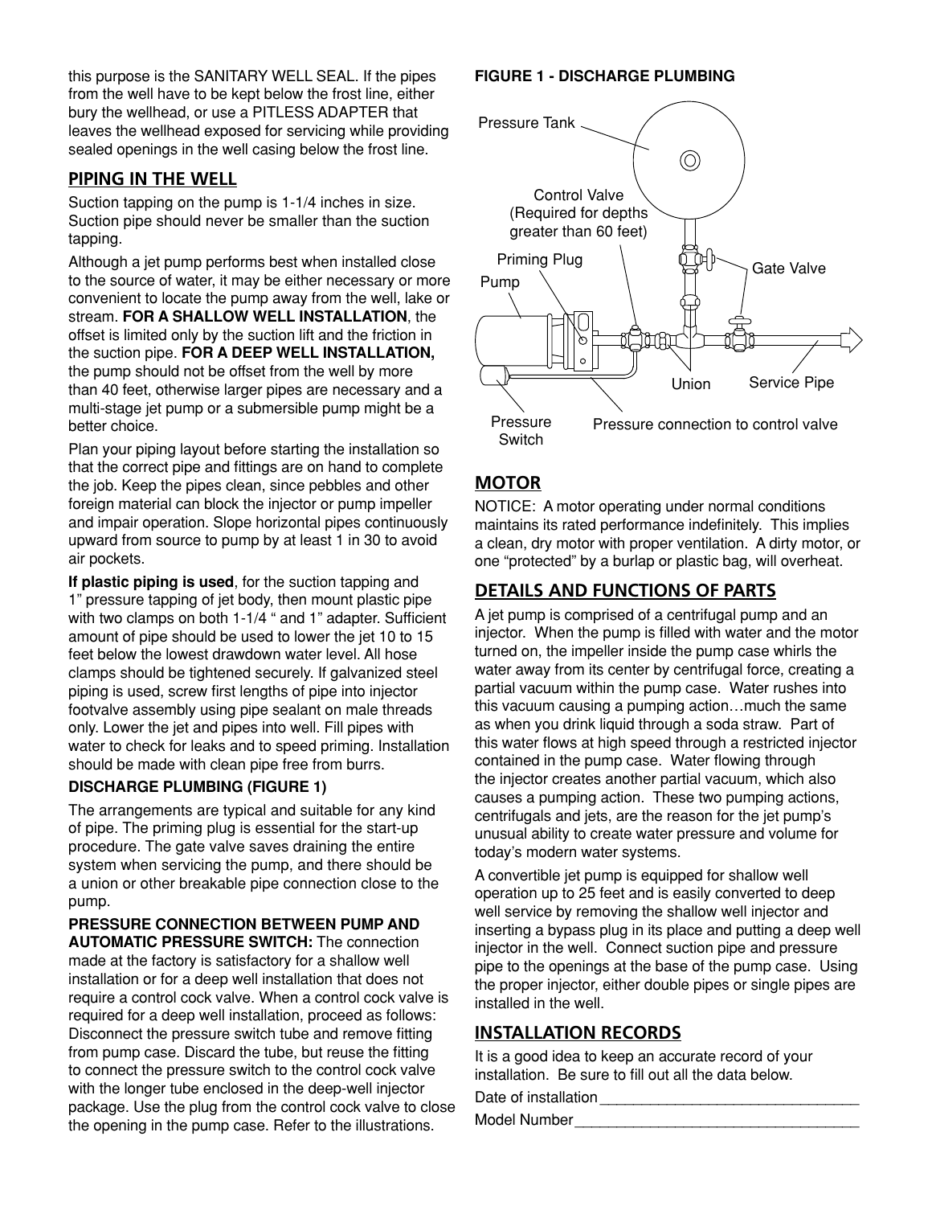this purpose is the SANITARY WELL SEAL. If the pipes from the well have to be kept below the frost line, either bury the wellhead, or use a PITLESS ADAPTER that leaves the wellhead exposed for servicing while providing sealed openings in the well casing below the frost line.

## PIPING IN THE WELL

Suction tapping on the pump is 1-1/4 inches in size. Suction pipe should never be smaller than the suction tapping.

Although a jet pump performs best when installed close to the source of water, it may be either necessary or more convenient to locate the pump away from the well, lake or stream. **FOR A SHALLOW WELL INSTALLATION**, the offset is limited only by the suction lift and the friction in the suction pipe. **FOR A DEEP WELL INSTALLATION,** the pump should not be offset from the well by more than 40 feet, otherwise larger pipes are necessary and a multi-stage jet pump or a submersible pump might be a better choice.

Plan your piping layout before starting the installation so that the correct pipe and fittings are on hand to complete the job. Keep the pipes clean, since pebbles and other foreign material can block the injector or pump impeller and impair operation. Slope horizontal pipes continuously upward from source to pump by at least 1 in 30 to avoid air pockets.

**If plastic piping is used**, for the suction tapping and 1" pressure tapping of jet body, then mount plastic pipe with two clamps on both 1-1/4 " and 1" adapter. Sufficient amount of pipe should be used to lower the jet 10 to 15 feet below the lowest drawdown water level. All hose clamps should be tightened securely. If galvanized steel piping is used, screw first lengths of pipe into injector footvalve assembly using pipe sealant on male threads only. Lower the jet and pipes into well. Fill pipes with water to check for leaks and to speed priming. Installation should be made with clean pipe free from burrs.

**DISCHARGE PLUMBING (FIGURE 1)**

The arrangements are typical and suitable for any kind of pipe. The priming plug is essential for the start-up procedure. The gate valve saves draining the entire system when servicing the pump, and there should be a union or other breakable pipe connection close to the pump.

**PRESSURE CONNECTION BETWEEN PUMP AND AUTOMATIC PRESSURE SWITCH:** The connection made at the factory is satisfactory for a shallow well installation or for a deep well installation that does not require a control cock valve. When a control cock valve is required for a deep well installation, proceed as follows: Disconnect the pressure switch tube and remove fitting from pump case. Discard the tube, but reuse the fitting to connect the pressure switch to the control cock valve with the longer tube enclosed in the deep-well injector package. Use the plug from the control cock valve to close the opening in the pump case. Refer to the illustrations.

**FIGURE 1 - DISCHARGE PLUMBING**

Pressure Tank
Control Valve (Required for depths greater than 60 feet)
Priming Plug
Pump
Gate Valve
Union
Service Pipe
Pressure Switch
Pressure connection to control valve

## MOTOR

NOTICE: A motor operating under normal conditions maintains its rated performance indefinitely. This implies a clean, dry motor with proper ventilation. A dirty motor, or one "protected" by a burlap or plastic bag, will overheat.

## DETAILS AND FUNCTIONS OF PARTS

A jet pump is comprised of a centrifugal pump and an injector. When the pump is filled with water and the motor turned on, the impeller inside the pump case whirls the water away from its center by centrifugal force, creating a partial vacuum within the pump case. Water rushes into this vacuum causing a pumping action…much the same as when you drink liquid through a soda straw. Part of this water flows at high speed through a restricted injector contained in the pump case. Water flowing through the injector creates another partial vacuum, which also causes a pumping action. These two pumping actions, centrifugals and jets, are the reason for the jet pump's unusual ability to create water pressure and volume for today's modern water systems.

A convertible jet pump is equipped for shallow well operation up to 25 feet and is easily converted to deep well service by removing the shallow well injector and inserting a bypass plug in its place and putting a deep well injector in the well. Connect suction pipe and pressure pipe to the openings at the base of the pump case. Using the proper injector, either double pipes or single pipes are installed in the well.

## INSTALLATION RECORDS

It is a good idea to keep an accurate record of your installation. Be sure to fill out all the data below.

Date of installation_______________________________

Model Number_________________________________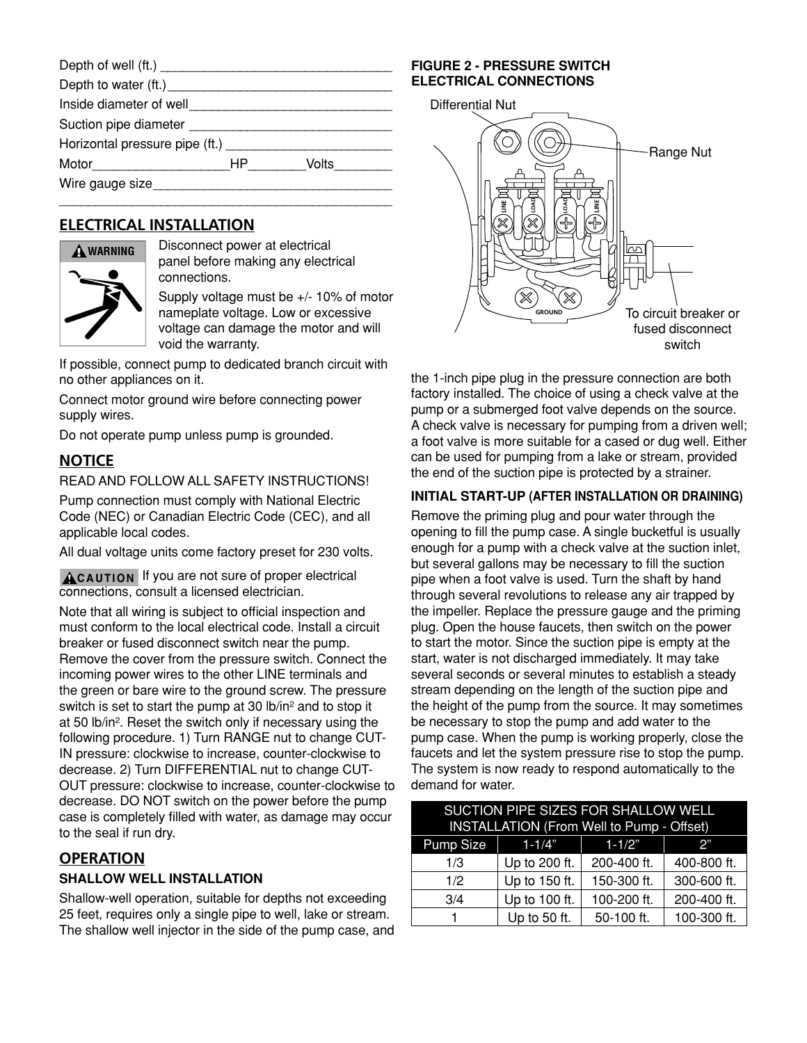Depth of well (ft.) ________________________________

Depth to water (ft.)________________________________

Inside diameter of well_____________________________

Suction pipe diameter _____________________________

Horizontal pressure pipe (ft.) ________________________

Motor___________________HP________Volts________

Wire gauge size__________________________________

_______________________________________________

## ELECTRICAL INSTALLATION

**⚠ WARNING**

Disconnect power at electrical panel before making any electrical connections.

Supply voltage must be +/- 10% of motor nameplate voltage. Low or excessive voltage can damage the motor and will void the warranty.

If possible, connect pump to dedicated branch circuit with no other appliances on it.

Connect motor ground wire before connecting power supply wires.

Do not operate pump unless pump is grounded.

## NOTICE

READ AND FOLLOW ALL SAFETY INSTRUCTIONS!

Pump connection must comply with National Electric Code (NEC) or Canadian Electric Code (CEC), and all applicable local codes.

All dual voltage units come factory preset for 230 volts.

**⚠CAUTION** If you are not sure of proper electrical connections, consult a licensed electrician.

Note that all wiring is subject to official inspection and must conform to the local electrical code. Install a circuit breaker or fused disconnect switch near the pump. Remove the cover from the pressure switch. Connect the incoming power wires to the other LINE terminals and the green or bare wire to the ground screw. The pressure switch is set to start the pump at 30 lb/in$^2$ and to stop it at 50 lb/in$^2$. Reset the switch only if necessary using the following procedure. 1) Turn RANGE nut to change CUT-IN pressure: clockwise to increase, counter-clockwise to decrease. 2) Turn DIFFERENTIAL nut to change CUT-OUT pressure: clockwise to increase, counter-clockwise to decrease. DO NOT switch on the power before the pump case is completely filled with water, as damage may occur to the seal if run dry.

## OPERATION

### SHALLOW WELL INSTALLATION

Shallow-well operation, suitable for depths not exceeding 25 feet, requires only a single pipe to well, lake or stream. The shallow well injector in the side of the pump case, and the 1-inch pipe plug in the pressure connection are both factory installed. The choice of using a check valve at the pump or a submerged foot valve depends on the source. A check valve is necessary for pumping from a driven well; a foot valve is more suitable for a cased or dug well. Either can be used for pumping from a lake or stream, provided the end of the suction pipe is protected by a strainer.

**FIGURE 2 - PRESSURE SWITCH ELECTRICAL CONNECTIONS**

Differential Nut

Range Nut

LINE LOAD LOAD LINE

GROUND

To circuit breaker or fused disconnect switch

### INITIAL START-UP (AFTER INSTALLATION OR DRAINING)

Remove the priming plug and pour water through the opening to fill the pump case. A single bucketful is usually enough for a pump with a check valve at the suction inlet, but several gallons may be necessary to fill the suction pipe when a foot valve is used. Turn the shaft by hand through several revolutions to release any air trapped by the impeller. Replace the pressure gauge and the priming plug. Open the house faucets, then switch on the power to start the motor. Since the suction pipe is empty at the start, water is not discharged immediately. It may take several seconds or several minutes to establish a steady stream depending on the length of the suction pipe and the height of the pump from the source. It may sometimes be necessary to stop the pump and add water to the pump case. When the pump is working properly, close the faucets and let the system pressure rise to stop the pump. The system is now ready to respond automatically to the demand for water.

| SUCTION PIPE SIZES FOR SHALLOW WELL INSTALLATION (From Well to Pump - Offset) | | | |
|---|---|---|---|
| Pump Size | 1-1/4" | 1-1/2" | 2" |
| 1/3 | Up to 200 ft. | 200-400 ft. | 400-800 ft. |
| 1/2 | Up to 150 ft. | 150-300 ft. | 300-600 ft. |
| 3/4 | Up to 100 ft. | 100-200 ft. | 200-400 ft. |
| 1 | Up to 50 ft. | 50-100 ft. | 100-300 ft. |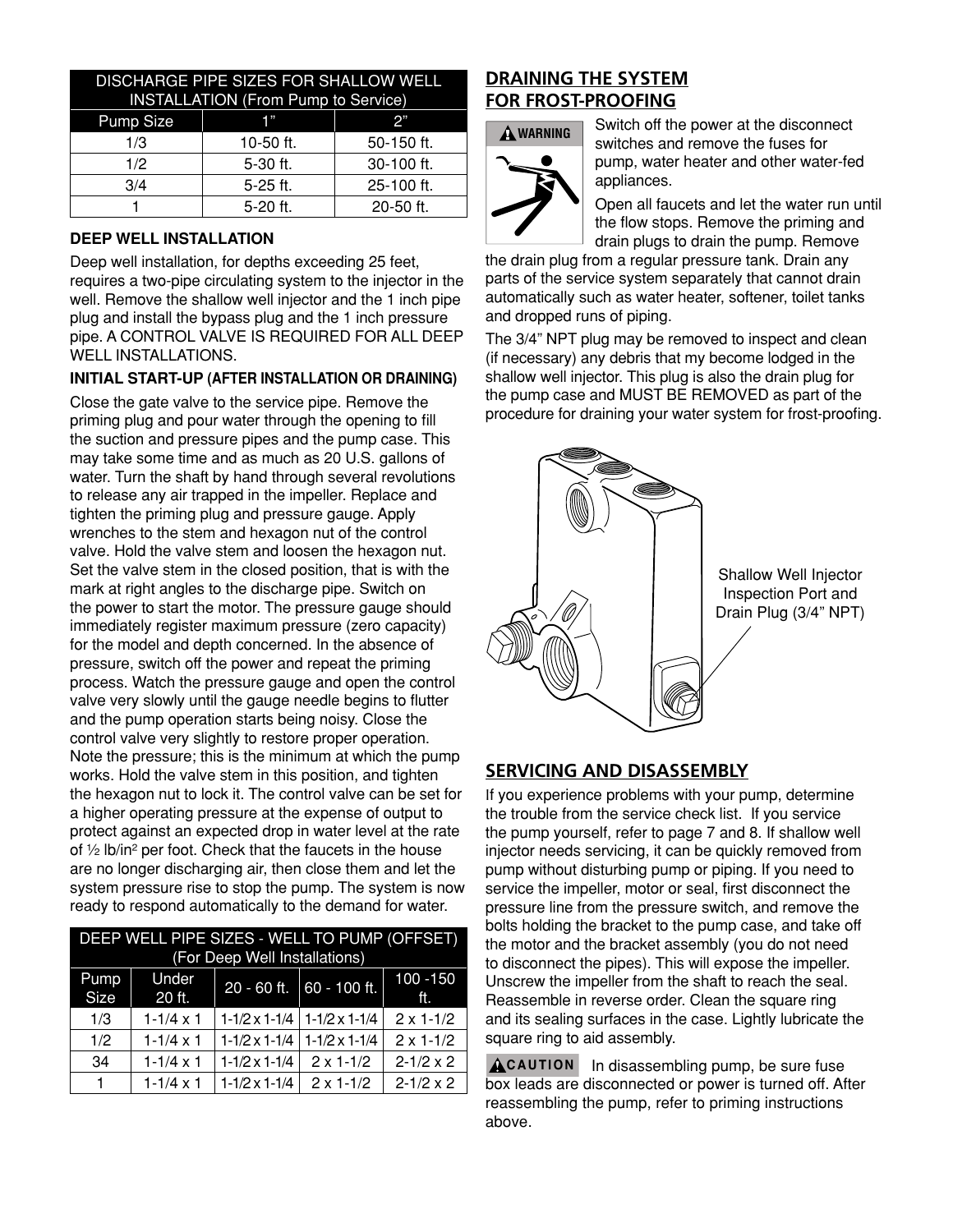| DISCHARGE PIPE SIZES FOR SHALLOW WELL INSTALLATION (From Pump to Service) | | |
|---|---|---|
| Pump Size | 1” | 2” |
| 1/3 | 10-50 ft. | 50-150 ft. |
| 1/2 | 5-30 ft. | 30-100 ft. |
| 3/4 | 5-25 ft. | 25-100 ft. |
| 1 | 5-20 ft. | 20-50 ft. |

### DEEP WELL INSTALLATION

Deep well installation, for depths exceeding 25 feet, requires a two-pipe circulating system to the injector in the well. Remove the shallow well injector and the 1 inch pipe plug and install the bypass plug and the 1 inch pressure pipe. A CONTROL VALVE IS REQUIRED FOR ALL DEEP WELL INSTALLATIONS.

### INITIAL START-UP (AFTER INSTALLATION OR DRAINING)

Close the gate valve to the service pipe. Remove the priming plug and pour water through the opening to fill the suction and pressure pipes and the pump case. This may take some time and as much as 20 U.S. gallons of water. Turn the shaft by hand through several revolutions to release any air trapped in the impeller. Replace and tighten the priming plug and pressure gauge. Apply wrenches to the stem and hexagon nut of the control valve. Hold the valve stem and loosen the hexagon nut. Set the valve stem in the closed position, that is with the mark at right angles to the discharge pipe. Switch on the power to start the motor. The pressure gauge should immediately register maximum pressure (zero capacity) for the model and depth concerned. In the absence of pressure, switch off the power and repeat the priming process. Watch the pressure gauge and open the control valve very slowly until the gauge needle begins to flutter and the pump operation starts being noisy. Close the control valve very slightly to restore proper operation. Note the pressure; this is the minimum at which the pump works. Hold the valve stem in this position, and tighten the hexagon nut to lock it. The control valve can be set for a higher operating pressure at the expense of output to protect against an expected drop in water level at the rate of ½ $lb/in^2$ per foot. Check that the faucets in the house are no longer discharging air, then close them and let the system pressure rise to stop the pump. The system is now ready to respond automatically to the demand for water.

| DEEP WELL PIPE SIZES - WELL TO PUMP (OFFSET) (For Deep Well Installations) | | | | |
|---|---|---|---|---|
| Pump Size | Under 20 ft. | 20 - 60 ft. | 60 - 100 ft. | 100 -150 ft. |
| 1/3 | 1-1/4 x 1 | 1-1/2 x 1-1/4 | 1-1/2 x 1-1/4 | 2 x 1-1/2 |
| 1/2 | 1-1/4 x 1 | 1-1/2 x 1-1/4 | 1-1/2 x 1-1/4 | 2 x 1-1/2 |
| 34 | 1-1/4 x 1 | 1-1/2 x 1-1/4 | 2 x 1-1/2 | 2-1/2 x 2 |
| 1 | 1-1/4 x 1 | 1-1/2 x 1-1/4 | 2 x 1-1/2 | 2-1/2 x 2 |

## DRAINING THE SYSTEM FOR FROST-PROOFING

**WARNING**

Switch off the power at the disconnect switches and remove the fuses for pump, water heater and other water-fed appliances.

Open all faucets and let the water run until the flow stops. Remove the priming and drain plugs to drain the pump. Remove the drain plug from a regular pressure tank. Drain any parts of the service system separately that cannot drain automatically such as water heater, softener, toilet tanks and dropped runs of piping.

The 3/4” NPT plug may be removed to inspect and clean (if necessary) any debris that my become lodged in the shallow well injector. This plug is also the drain plug for the pump case and MUST BE REMOVED as part of the procedure for draining your water system for frost-proofing.

Shallow Well Injector Inspection Port and Drain Plug (3/4” NPT)

## SERVICING AND DISASSEMBLY

If you experience problems with your pump, determine the trouble from the service check list. If you service the pump yourself, refer to page 7 and 8. If shallow well injector needs servicing, it can be quickly removed from pump without disturbing pump or piping. If you need to service the impeller, motor or seal, first disconnect the pressure line from the pressure switch, and remove the bolts holding the bracket to the pump case, and take off the motor and the bracket assembly (you do not need to disconnect the pipes). This will expose the impeller. Unscrew the impeller from the shaft to reach the seal. Reassemble in reverse order. Clean the square ring and its sealing surfaces in the case. Lightly lubricate the square ring to aid assembly.

**CAUTION** In disassembling pump, be sure fuse box leads are disconnected or power is turned off. After reassembling the pump, refer to priming instructions above.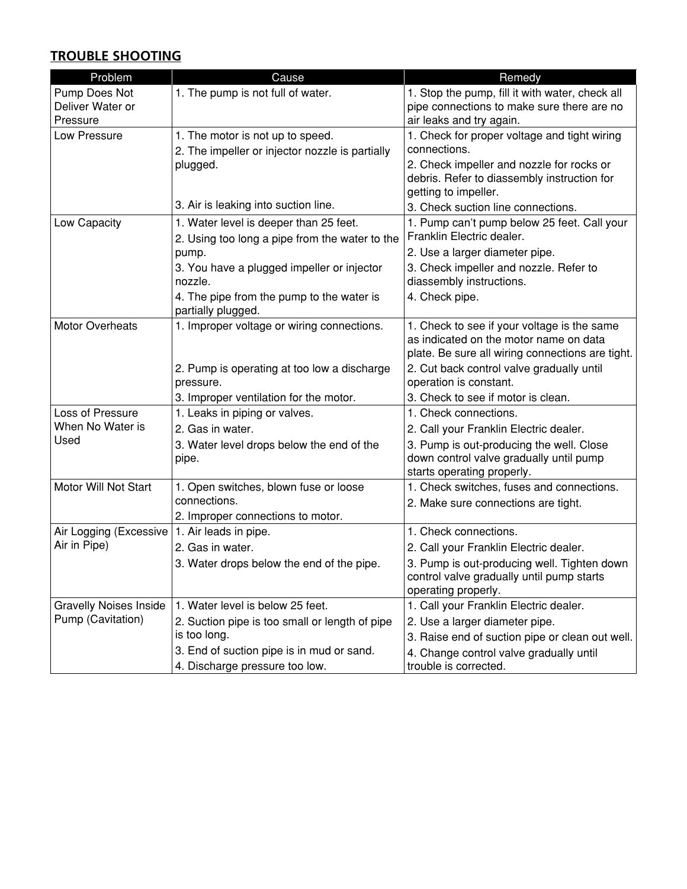## TROUBLE SHOOTING

| Problem | Cause | Remedy |
|---|---|---|
| Pump Does Not Deliver Water or Pressure | 1. The pump is not full of water. | 1. Stop the pump, fill it with water, check all pipe connections to make sure there are no air leaks and try again. |
| Low Pressure | 1. The motor is not up to speed.<br>2. The impeller or injector nozzle is partially plugged.<br>3. Air is leaking into suction line. | 1. Check for proper voltage and tight wiring connections.<br>2. Check impeller and nozzle for rocks or debris. Refer to diassembly instruction for getting to impeller.<br>3. Check suction line connections. |
| Low Capacity | 1. Water level is deeper than 25 feet.<br>2. Using too long a pipe from the water to the pump.<br>3. You have a plugged impeller or injector nozzle.<br>4. The pipe from the pump to the water is partially plugged. | 1. Pump can't pump below 25 feet. Call your Franklin Electric dealer.<br>2. Use a larger diameter pipe.<br>3. Check impeller and nozzle. Refer to diassembly instructions.<br>4. Check pipe. |
| Motor Overheats | 1. Improper voltage or wiring connections.<br>2. Pump is operating at too low a discharge pressure.<br>3. Improper ventilation for the motor. | 1. Check to see if your voltage is the same as indicated on the motor name on data plate. Be sure all wiring connections are tight.<br>2. Cut back control valve gradually until operation is constant.<br>3. Check to see if motor is clean. |
| Loss of Pressure When No Water is Used | 1. Leaks in piping or valves.<br>2. Gas in water.<br>3. Water level drops below the end of the pipe. | 1. Check connections.<br>2. Call your Franklin Electric dealer.<br>3. Pump is out-producing the well. Close down control valve gradually until pump starts operating properly. |
| Motor Will Not Start | 1. Open switches, blown fuse or loose connections.<br>2. Improper connections to motor. | 1. Check switches, fuses and connections.<br>2. Make sure connections are tight. |
| Air Logging (Excessive Air in Pipe) | 1. Air leads in pipe.<br>2. Gas in water.<br>3. Water drops below the end of the pipe. | 1. Check connections.<br>2. Call your Franklin Electric dealer.<br>3. Pump is out-producing well. Tighten down control valve gradually until pump starts operating properly. |
| Gravelly Noises Inside Pump (Cavitation) | 1. Water level is below 25 feet.<br>2. Suction pipe is too small or length of pipe is too long.<br>3. End of suction pipe is in mud or sand.<br>4. Discharge pressure too low. | 1. Call your Franklin Electric dealer.<br>2. Use a larger diameter pipe.<br>3. Raise end of suction pipe or clean out well.<br>4. Change control valve gradually until trouble is corrected. |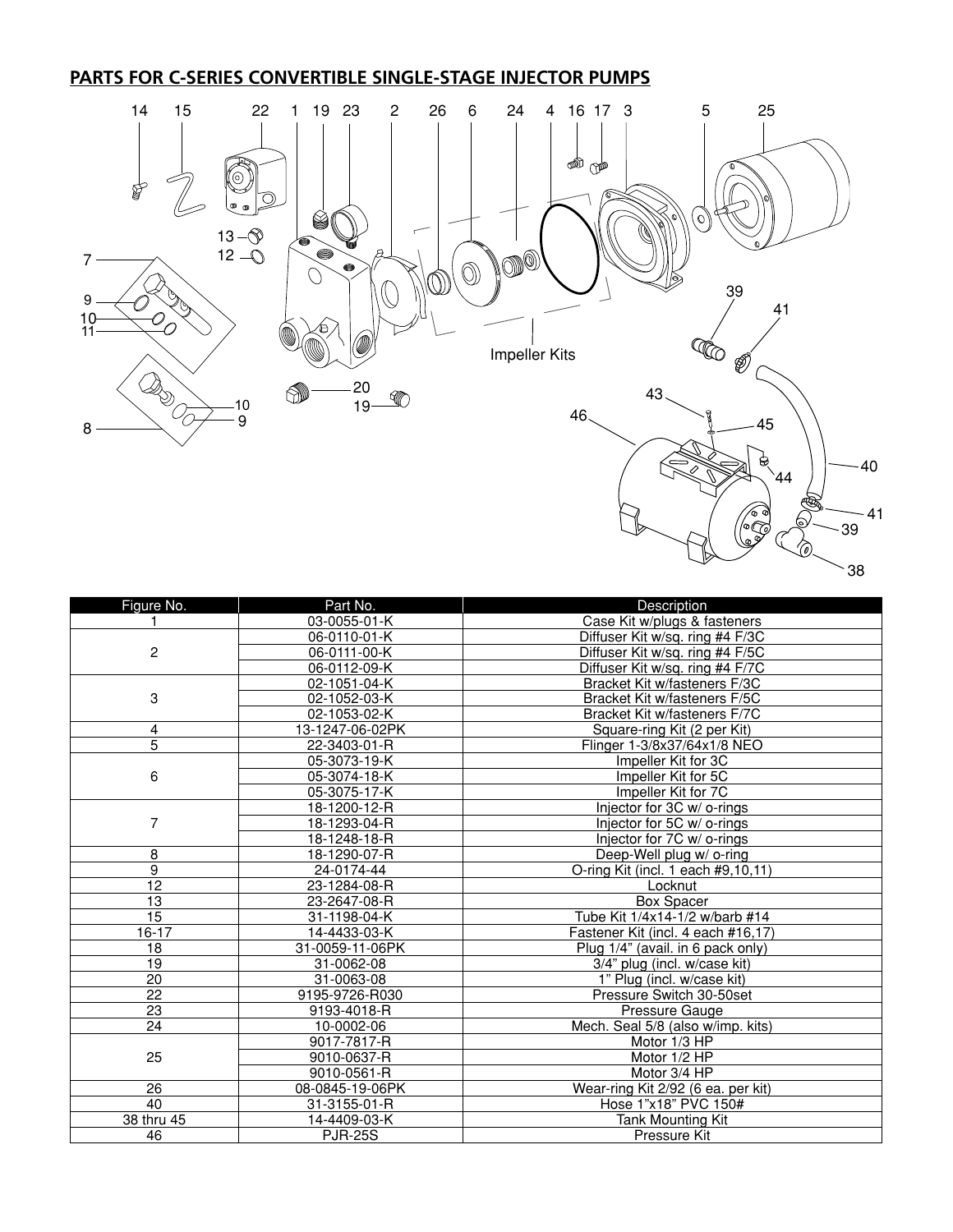## PARTS FOR C-SERIES CONVERTIBLE SINGLE-STAGE INJECTOR PUMPS

| Figure No. | Part No. | Description |
|---|---|---|
| 1 | 03-0055-01-K | Case Kit w/plugs & fasteners |
| 2 | 06-0110-01-K | Diffuser Kit w/sq. ring #4 F/3C |
| | 06-0111-00-K | Diffuser Kit w/sq. ring #4 F/5C |
| | 06-0112-09-K | Diffuser Kit w/sq. ring #4 F/7C |
| 3 | 02-1051-04-K | Bracket Kit w/fasteners F/3C |
| | 02-1052-03-K | Bracket Kit w/fasteners F/5C |
| | 02-1053-02-K | Bracket Kit w/fasteners F/7C |
| 4 | 13-1247-06-02PK | Square-ring Kit (2 per Kit) |
| 5 | 22-3403-01-R | Flinger 1-3/8x37/64x1/8 NEO |
| 6 | 05-3073-19-K | Impeller Kit for 3C |
| | 05-3074-18-K | Impeller Kit for 5C |
| | 05-3075-17-K | Impeller Kit for 7C |
| 7 | 18-1200-12-R | Injector for 3C w/ o-rings |
| | 18-1293-04-R | Injector for 5C w/ o-rings |
| | 18-1248-18-R | Injector for 7C w/ o-rings |
| 8 | 18-1290-07-R | Deep-Well plug w/ o-ring |
| 9 | 24-0174-44 | O-ring Kit (incl. 1 each #9,10,11) |
| 12 | 23-1284-08-R | Locknut |
| 13 | 23-2647-08-R | Box Spacer |
| 15 | 31-1198-04-K | Tube Kit 1/4x14-1/2 w/barb #14 |
| 16-17 | 14-4433-03-K | Fastener Kit (incl. 4 each #16,17) |
| 18 | 31-0059-11-06PK | Plug 1/4" (avail. in 6 pack only) |
| 19 | 31-0062-08 | 3/4" plug (incl. w/case kit) |
| 20 | 31-0063-08 | 1" Plug (incl. w/case kit) |
| 22 | 9195-9726-R030 | Pressure Switch 30-50set |
| 23 | 9193-4018-R | Pressure Gauge |
| 24 | 10-0002-06 | Mech. Seal 5/8 (also w/imp. kits) |
| 25 | 9017-7817-R | Motor 1/3 HP |
| | 9010-0637-R | Motor 1/2 HP |
| | 9010-0561-R | Motor 3/4 HP |
| 26 | 08-0845-19-06PK | Wear-ring Kit 2/92 (6 ea. per kit) |
| 40 | 31-3155-01-R | Hose 1"x18" PVC 150# |
| 38 thru 45 | 14-4409-03-K | Tank Mounting Kit |
| 46 | PJR-25S | Pressure Kit |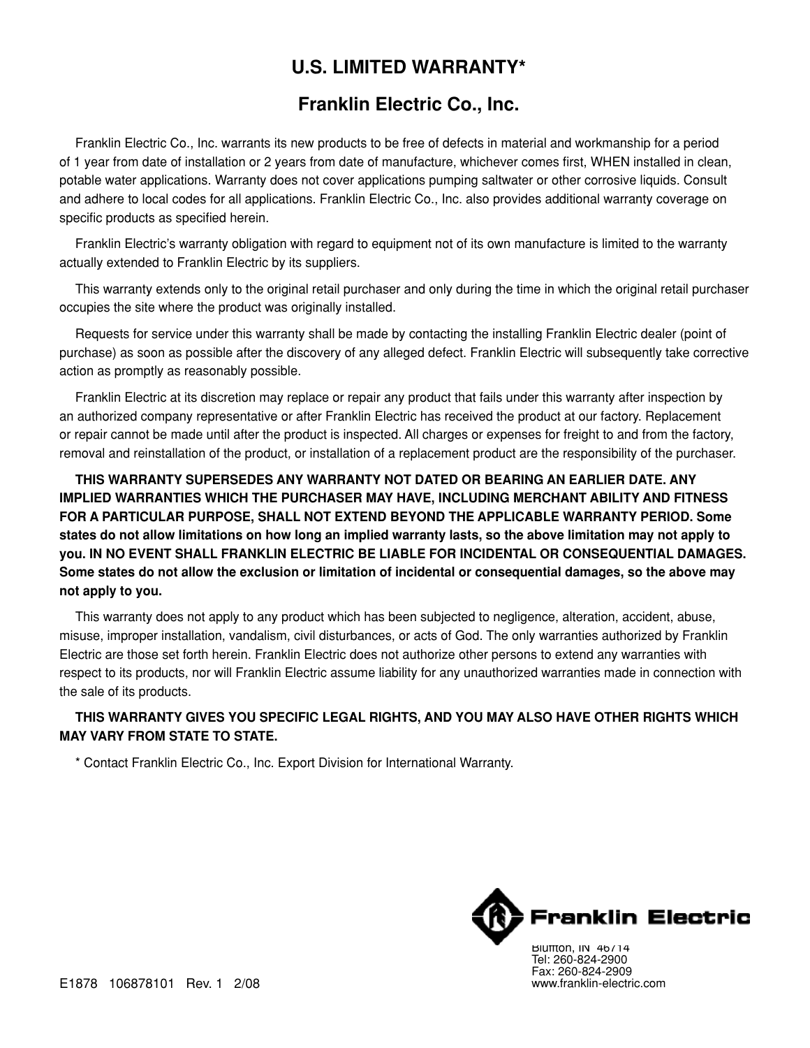# U.S. LIMITED WARRANTY*

## Franklin Electric Co., Inc.

Franklin Electric Co., Inc. warrants its new products to be free of defects in material and workmanship for a period of 1 year from date of installation or 2 years from date of manufacture, whichever comes first, WHEN installed in clean, potable water applications. Warranty does not cover applications pumping saltwater or other corrosive liquids. Consult and adhere to local codes for all applications. Franklin Electric Co., Inc. also provides additional warranty coverage on specific products as specified herein.

Franklin Electric's warranty obligation with regard to equipment not of its own manufacture is limited to the warranty actually extended to Franklin Electric by its suppliers.

This warranty extends only to the original retail purchaser and only during the time in which the original retail purchaser occupies the site where the product was originally installed.

Requests for service under this warranty shall be made by contacting the installing Franklin Electric dealer (point of purchase) as soon as possible after the discovery of any alleged defect. Franklin Electric will subsequently take corrective action as promptly as reasonably possible.

Franklin Electric at its discretion may replace or repair any product that fails under this warranty after inspection by an authorized company representative or after Franklin Electric has received the product at our factory. Replacement or repair cannot be made until after the product is inspected. All charges or expenses for freight to and from the factory, removal and reinstallation of the product, or installation of a replacement product are the responsibility of the purchaser.

**THIS WARRANTY SUPERSEDES ANY WARRANTY NOT DATED OR BEARING AN EARLIER DATE. ANY IMPLIED WARRANTIES WHICH THE PURCHASER MAY HAVE, INCLUDING MERCHANT ABILITY AND FITNESS FOR A PARTICULAR PURPOSE, SHALL NOT EXTEND BEYOND THE APPLICABLE WARRANTY PERIOD. Some states do not allow limitations on how long an implied warranty lasts, so the above limitation may not apply to you. IN NO EVENT SHALL FRANKLIN ELECTRIC BE LIABLE FOR INCIDENTAL OR CONSEQUENTIAL DAMAGES. Some states do not allow the exclusion or limitation of incidental or consequential damages, so the above may not apply to you.**

This warranty does not apply to any product which has been subjected to negligence, alteration, accident, abuse, misuse, improper installation, vandalism, civil disturbances, or acts of God. The only warranties authorized by Franklin Electric are those set forth herein. Franklin Electric does not authorize other persons to extend any warranties with respect to its products, nor will Franklin Electric assume liability for any unauthorized warranties made in connection with the sale of its products.

**THIS WARRANTY GIVES YOU SPECIFIC LEGAL RIGHTS, AND YOU MAY ALSO HAVE OTHER RIGHTS WHICH MAY VARY FROM STATE TO STATE.**

* Contact Franklin Electric Co., Inc. Export Division for International Warranty.

Franklin Electric

Bluffton, IN 46714
Tel: 260-824-2900
Fax: 260-824-2909
www.franklin-electric.com

E1878 106878101 Rev. 1 2/08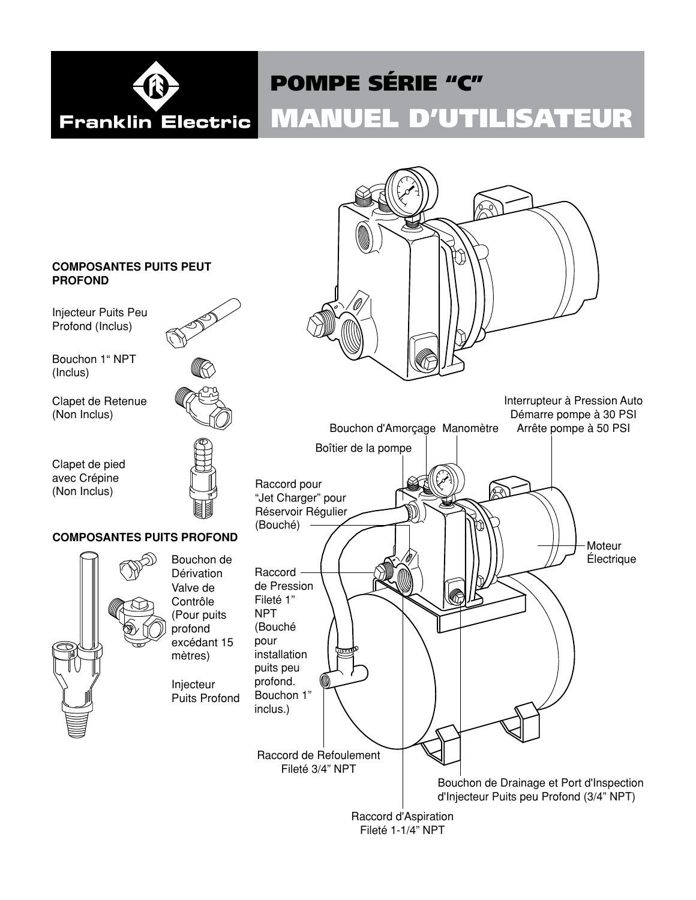# POMPE SÉRIE "C"

# MANUEL D'UTILISATEUR

**COMPOSANTES PUITS PEUT PROFOND**

Injecteur Puits Peu Profond (Inclus)

Bouchon 1" NPT (Inclus)

Clapet de Retenue (Non Inclus)

Clapet de pied avec Crépine (Non Inclus)

**COMPOSANTES PUITS PROFOND**

Bouchon de Dérivation Valve de Contrôle (Pour puits profond excédant 15 mètres)

Injecteur Puits Profond

Interrupteur à Pression Auto Démarre pompe à 30 PSI Arrête pompe à 50 PSI

Bouchon d'Amorçage

Manomètre

Boîtier de la pompe

Raccord pour "Jet Charger" pour Réservoir Régulier (Bouché)

Moteur Électrique

Raccord de Pression Fileté 1" NPT (Bouché pour installation puits peu profond. Bouchon 1" inclus.)

Raccord de Refoulement Fileté 3/4" NPT

Bouchon de Drainage et Port d'Inspection d'Injecteur Puits peu Profond (3/4" NPT)

Raccord d'Aspiration Fileté 1-1/4" NPT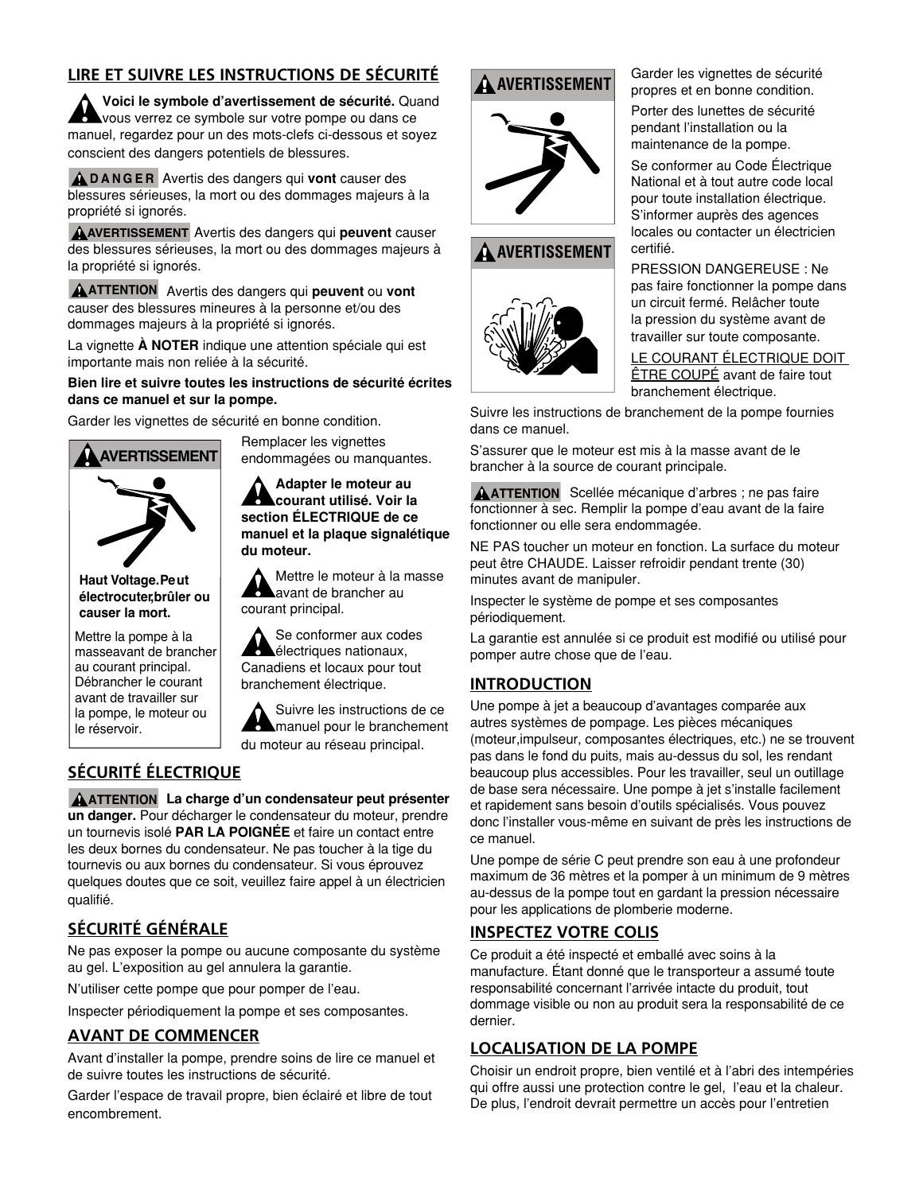## LIRE ET SUIVRE LES INSTRUCTIONS DE SÉCURITÉ

**Voici le symbole d'avertissement de sécurité.** Quand vous verrez ce symbole sur votre pompe ou dans ce manuel, regardez pour un des mots-clefs ci-dessous et soyez conscient des dangers potentiels de blessures.

**DANGER** Avertis des dangers qui **vont** causer des blessures sérieuses, la mort ou des dommages majeurs à la propriété si ignorés.

**AVERTISSEMENT** Avertis des dangers qui **peuvent** causer des blessures sérieuses, la mort ou des dommages majeurs à la propriété si ignorés.

**ATTENTION** Avertis des dangers qui **peuvent** ou **vont** causer des blessures mineures à la personne et/ou des dommages majeurs à la propriété si ignorés.

La vignette **À NOTER** indique une attention spéciale qui est importante mais non reliée à la sécurité.

**Bien lire et suivre toutes les instructions de sécurité écrites dans ce manuel et sur la pompe.**

Garder les vignettes de sécurité en bonne condition.

**AVERTISSEMENT**

**Haut Voltage. Peut électrocuter, brûler ou causer la mort.**

Mettre la pompe à la masse avant de brancher au courant principal. Débrancher le courant avant de travailler sur la pompe, le moteur ou le réservoir.

Remplacer les vignettes endommagées ou manquantes.

**Adapter le moteur au courant utilisé. Voir la section ÉLECTRIQUE de ce manuel et la plaque signalétique du moteur.**

Mettre le moteur à la masse avant de brancher au courant principal.

Se conformer aux codes électriques nationaux, Canadiens et locaux pour tout branchement électrique.

Suivre les instructions de ce manuel pour le branchement du moteur au réseau principal.

## SÉCURITÉ ÉLECTRIQUE

**ATTENTION** **La charge d'un condensateur peut présenter un danger.** Pour décharger le condensateur du moteur, prendre un tournevis isolé **PAR LA POIGNÉE** et faire un contact entre les deux bornes du condensateur. Ne pas toucher à la tige du tournevis ou aux bornes du condensateur. Si vous éprouvez quelques doutes que ce soit, veuillez faire appel à un électricien qualifié.

## SÉCURITÉ GÉNÉRALE

Ne pas exposer la pompe ou aucune composante du système au gel. L'exposition au gel annulera la garantie.

N'utiliser cette pompe que pour pomper de l'eau.

Inspecter périodiquement la pompe et ses composantes.

## AVANT DE COMMENCER

Avant d'installer la pompe, prendre soins de lire ce manuel et de suivre toutes les instructions de sécurité.

Garder l'espace de travail propre, bien éclairé et libre de tout encombrement.

**AVERTISSEMENT**

Garder les vignettes de sécurité propres et en bonne condition.

Porter des lunettes de sécurité pendant l'installation ou la maintenance de la pompe.

Se conformer au Code Électrique National et à tout autre code local pour toute installation électrique. S'informer auprès des agences locales ou contacter un électricien certifié.

**AVERTISSEMENT**

PRESSION DANGEREUSE : Ne pas faire fonctionner la pompe dans un circuit fermé. Relâcher toute la pression du système avant de travailler sur toute composante.

LE COURANT ÉLECTRIQUE DOIT ÊTRE COUPÉ avant de faire tout branchement électrique.

Suivre les instructions de branchement de la pompe fournies dans ce manuel.

S'assurer que le moteur est mis à la masse avant de le brancher à la source de courant principale.

**ATTENTION** Scellée mécanique d'arbres ; ne pas faire fonctionner à sec. Remplir la pompe d'eau avant de la faire fonctionner ou elle sera endommagée.

NE PAS toucher un moteur en fonction. La surface du moteur peut être CHAUDE. Laisser refroidir pendant trente (30) minutes avant de manipuler.

Inspecter le système de pompe et ses composantes périodiquement.

La garantie est annulée si ce produit est modifié ou utilisé pour pomper autre chose que de l'eau.

## INTRODUCTION

Une pompe à jet a beaucoup d'avantages comparée aux autres systèmes de pompage. Les pièces mécaniques (moteur, impulseur, composantes électriques, etc.) ne se trouvent pas dans le fond du puits, mais au-dessus du sol, les rendant beaucoup plus accessibles. Pour les travailler, seul un outillage de base sera nécessaire. Une pompe à jet s'installe facilement et rapidement sans besoin d'outils spécialisés. Vous pouvez donc l'installer vous-même en suivant de près les instructions de ce manuel.

Une pompe de série C peut prendre son eau à une profondeur maximum de 36 mètres et la pomper à un minimum de 9 mètres au-dessus de la pompe tout en gardant la pression nécessaire pour les applications de plomberie moderne.

## INSPECTEZ VOTRE COLIS

Ce produit a été inspecté et emballé avec soins à la manufacture. Étant donné que le transporteur a assumé toute responsabilité concernant l'arrivée intacte du produit, tout dommage visible ou non au produit sera la responsabilité de ce dernier.

## LOCALISATION DE LA POMPE

Choisir un endroit propre, bien ventilé et à l'abri des intempéries qui offre aussi une protection contre le gel, l'eau et la chaleur. De plus, l'endroit devrait permettre un accès pour l'entretien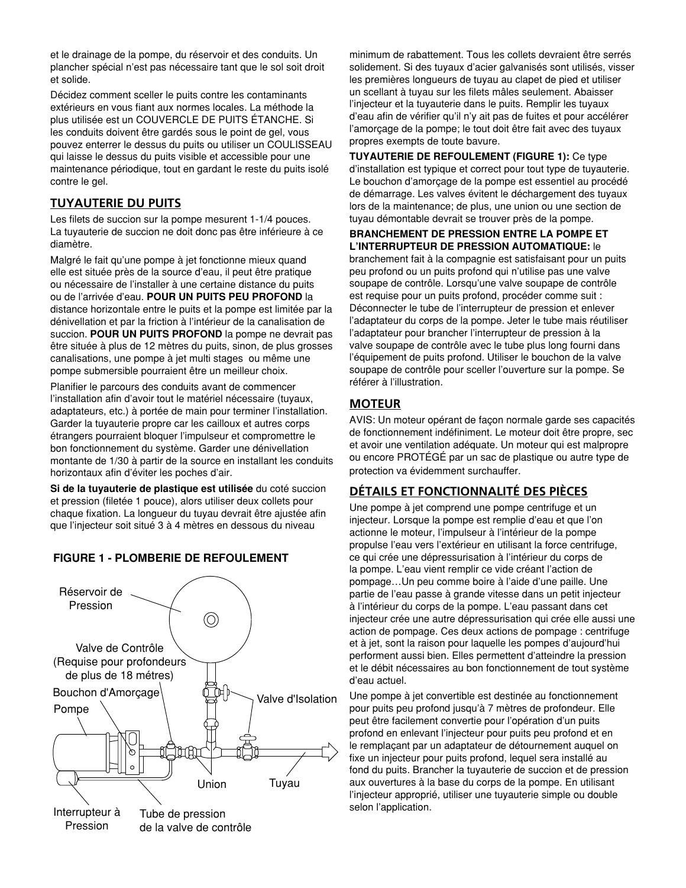et le drainage de la pompe, du réservoir et des conduits. Un plancher spécial n'est pas nécessaire tant que le sol soit droit et solide.

Décidez comment sceller le puits contre les contaminants extérieurs en vous fiant aux normes locales. La méthode la plus utilisée est un COUVERCLE DE PUITS ÉTANCHE. Si les conduits doivent être gardés sous le point de gel, vous pouvez enterrer le dessus du puits ou utiliser un COULISSEAU qui laisse le dessus du puits visible et accessible pour une maintenance périodique, tout en gardant le reste du puits isolé contre le gel.

## TUYAUTERIE DU PUITS

Les filets de succion sur la pompe mesurent 1-1/4 pouces. La tuyauterie de succion ne doit donc pas être inférieure à ce diamètre.

Malgré le fait qu'une pompe à jet fonctionne mieux quand elle est située près de la source d'eau, il peut être pratique ou nécessaire de l'installer à une certaine distance du puits ou de l'arrivée d'eau. **POUR UN PUITS PEU PROFOND** la distance horizontale entre le puits et la pompe est limitée par la dénivellation et par la friction à l'intérieur de la canalisation de succion. **POUR UN PUITS PROFOND** la pompe ne devrait pas être située à plus de 12 mètres du puits, sinon, de plus grosses canalisations, une pompe à jet multi stages ou même une pompe submersible pourraient être un meilleur choix.

Planifier le parcours des conduits avant de commencer l'installation afin d'avoir tout le matériel nécessaire (tuyaux, adaptateurs, etc.) à portée de main pour terminer l'installation. Garder la tuyauterie propre car les cailloux et autres corps étrangers pourraient bloquer l'impulseur et compromettre le bon fonctionnement du système. Garder une dénivellation montante de 1/30 à partir de la source en installant les conduits horizontaux afin d'éviter les poches d'air.

**Si de la tuyauterie de plastique est utilisée** du coté succion et pression (filetée 1 pouce), alors utiliser deux collets pour chaque fixation. La longueur du tuyau devrait être ajustée afin que l'injecteur soit situé 3 à 4 mètres en dessous du niveau minimum de rabattement. Tous les collets devraient être serrés solidement. Si des tuyaux d'acier galvanisés sont utilisés, visser les premières longueurs de tuyau au clapet de pied et utiliser un scellant à tuyau sur les filets mâles seulement. Abaisser l'injecteur et la tuyauterie dans le puits. Remplir les tuyaux d'eau afin de vérifier qu'il n'y ait pas de fuites et pour accélérer l'amorçage de la pompe; le tout doit être fait avec des tuyaux propres exempts de toute bavure.

**FIGURE 1 - PLOMBERIE DE REFOULEMENT**

Réservoir de Pression — Valve de Contrôle (Requise pour profondeurs de plus de 18 métres) — Bouchon d'Amorçage — Pompe — Valve d'Isolation — Union — Tuyau — Interrupteur à Pression — Tube de pression de la valve de contrôle

**TUYAUTERIE DE REFOULEMENT (FIGURE 1):** Ce type d'installation est typique et correct pour tout type de tuyauterie. Le bouchon d'amorçage de la pompe est essentiel au procédé de démarrage. Les valves évitent le déchargement des tuyaux lors de la maintenance; de plus, une union ou une section de tuyau démontable devrait se trouver près de la pompe.

**BRANCHEMENT DE PRESSION ENTRE LA POMPE ET L'INTERRUPTEUR DE PRESSION AUTOMATIQUE:** le branchement fait à la compagnie est satisfaisant pour un puits peu profond ou un puits profond qui n'utilise pas une valve soupape de contrôle. Lorsqu'une valve soupape de contrôle est requise pour un puits profond, procéder comme suit : Déconnecter le tube de l'interrupteur de pression et enlever l'adaptateur du corps de la pompe. Jeter le tube mais réutiliser l'adaptateur pour brancher l'interrupteur de pression à la valve soupape de contrôle avec le tube plus long fourni dans l'équipement de puits profond. Utiliser le bouchon de la valve soupape de contrôle pour sceller l'ouverture sur la pompe. Se référer à l'illustration.

## MOTEUR

AVIS: Un moteur opérant de façon normale garde ses capacités de fonctionnement indéfiniment. Le moteur doit être propre, sec et avoir une ventilation adéquate. Un moteur qui est malpropre ou encore PROTÉGÉ par un sac de plastique ou autre type de protection va évidemment surchauffer.

## DÉTAILS ET FONCTIONNALITÉ DES PIÈCES

Une pompe à jet comprend une pompe centrifuge et un injecteur. Lorsque la pompe est remplie d'eau et que l'on actionne le moteur, l'impulseur à l'intérieur de la pompe propulse l'eau vers l'extérieur en utilisant la force centrifuge, ce qui crée une dépressurisation à l'intérieur du corps de la pompe. L'eau vient remplir ce vide créant l'action de pompage…Un peu comme boire à l'aide d'une paille. Une partie de l'eau passe à grande vitesse dans un petit injecteur à l'intérieur du corps de la pompe. L'eau passant dans cet injecteur crée une autre dépressurisation qui crée elle aussi une action de pompage. Ces deux actions de pompage : centrifuge et à jet, sont la raison pour laquelle les pompes d'aujourd'hui performent aussi bien. Elles permettent d'atteindre la pression et le débit nécessaires au bon fonctionnement de tout système d'eau actuel.

Une pompe à jet convertible est destinée au fonctionnement pour puits peu profond jusqu'à 7 mètres de profondeur. Elle peut être facilement convertie pour l'opération d'un puits profond en enlevant l'injecteur pour puits peu profond et en le remplaçant par un adaptateur de détournement auquel on fixe un injecteur pour puits profond, lequel sera installé au fond du puits. Brancher la tuyauterie de succion et de pression aux ouvertures à la base du corps de la pompe. En utilisant l'injecteur approprié, utiliser une tuyauterie simple ou double selon l'application.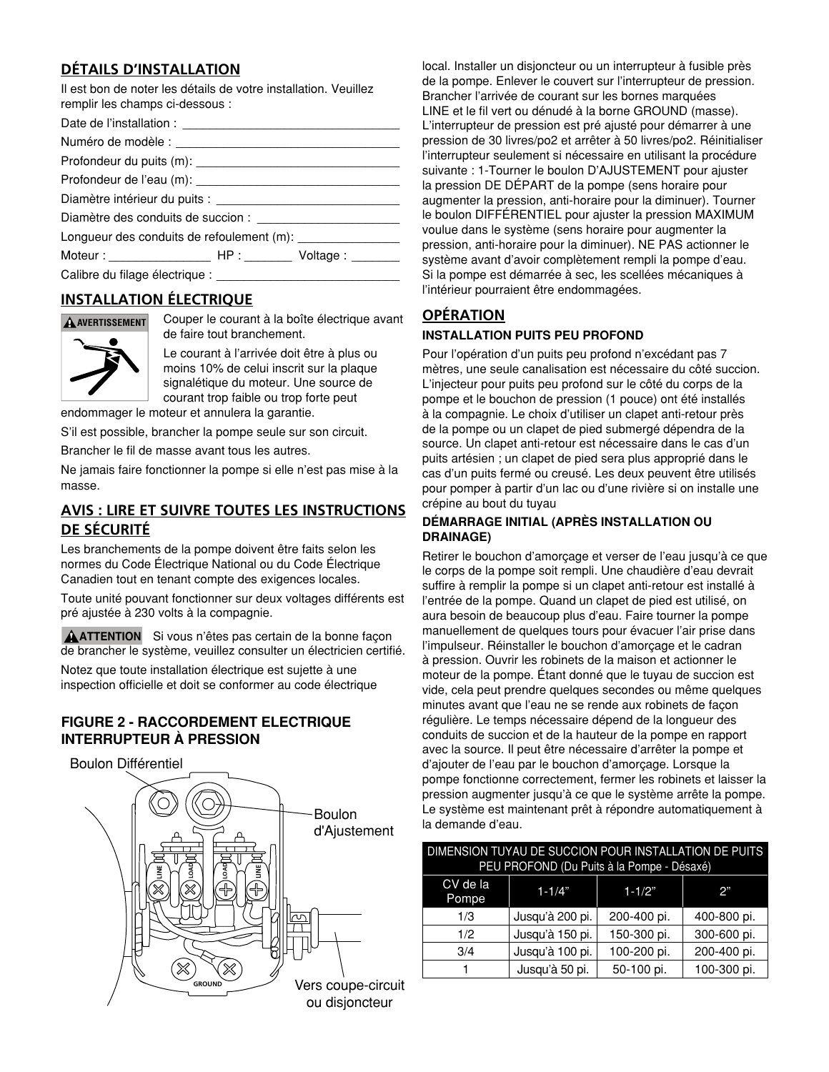## DÉTAILS D'INSTALLATION

Il est bon de noter les détails de votre installation. Veuillez remplir les champs ci-dessous :

Date de l'installation : ______________________________

Numéro de modèle : ______________________________

Profondeur du puits (m): ______________________________

Profondeur de l'eau (m): ______________________________

Diamètre intérieur du puits : ______________________________

Diamètre des conduits de succion : ______________________________

Longueur des conduits de refoulement (m): ______________________________

Moteur : ______________ HP : ________ Voltage : ________

Calibre du filage électrique : ______________________________

## INSTALLATION ÉLECTRIQUE

**⚠ AVERTISSEMENT** Couper le courant à la boîte électrique avant de faire tout branchement.

Le courant à l'arrivée doit être à plus ou moins 10% de celui inscrit sur la plaque signalétique du moteur. Une source de courant trop faible ou trop forte peut endommager le moteur et annulera la garantie.

S'il est possible, brancher la pompe seule sur son circuit.

Brancher le fil de masse avant tous les autres.

Ne jamais faire fonctionner la pompe si elle n'est pas mise à la masse.

## AVIS : LIRE ET SUIVRE TOUTES LES INSTRUCTIONS DE SÉCURITÉ

Les branchements de la pompe doivent être faits selon les normes du Code Électrique National ou du Code Électrique Canadien tout en tenant compte des exigences locales.

Toute unité pouvant fonctionner sur deux voltages différents est pré ajustée à 230 volts à la compagnie.

**⚠ ATTENTION** Si vous n'êtes pas certain de la bonne façon de brancher le système, veuillez consulter un électricien certifié.

Notez que toute installation électrique est sujette à une inspection officielle et doit se conformer au code électrique local. Installer un disjoncteur ou un interrupteur à fusible près de la pompe. Enlever le couvert sur l'interrupteur de pression. Brancher l'arrivée de courant sur les bornes marquées LINE et le fil vert ou dénudé à la borne GROUND (masse). L'interrupteur de pression est pré ajusté pour démarrer à une pression de 30 livres/po2 et arrêter à 50 livres/po2. Réinitialiser l'interrupteur seulement si nécessaire en utilisant la procédure suivante : 1-Tourner le boulon D'AJUSTEMENT pour ajuster la pression DE DÉPART de la pompe (sens horaire pour augmenter la pression, anti-horaire pour la diminuer). Tourner le boulon DIFFÉRENTIEL pour ajuster la pression MAXIMUM voulue dans le système (sens horaire pour augmenter la pression, anti-horaire pour la diminuer). NE PAS actionner le système avant d'avoir complètement rempli la pompe d'eau. Si la pompe est démarrée à sec, les scellées mécaniques à l'intérieur pourraient être endommagées.

### FIGURE 2 - RACCORDEMENT ELECTRIQUE INTERRUPTEUR À PRESSION

Boulon Différentiel

Boulon d'Ajustement

LINE LOAD LOAD LINE

GROUND

Vers coupe-circuit ou disjoncteur

## OPÉRATION

### INSTALLATION PUITS PEU PROFOND

Pour l'opération d'un puits peu profond n'excédant pas 7 mètres, une seule canalisation est nécessaire du côté succion. L'injecteur pour puits peu profond sur le côté du corps de la pompe et le bouchon de pression (1 pouce) ont été installés à la compagnie. Le choix d'utiliser un clapet anti-retour près de la pompe ou un clapet de pied submergé dépendra de la source. Un clapet anti-retour est nécessaire dans le cas d'un puits artésien ; un clapet de pied sera plus approprié dans le cas d'un puits fermé ou creusé. Les deux peuvent être utilisés pour pomper à partir d'un lac ou d'une rivière si on installe une crépine au bout du tuyau

### DÉMARRAGE INITIAL (APRÈS INSTALLATION OU DRAINAGE)

Retirer le bouchon d'amorçage et verser de l'eau jusqu'à ce que le corps de la pompe soit rempli. Une chaudière d'eau devrait suffire à remplir la pompe si un clapet anti-retour est installé à l'entrée de la pompe. Quand un clapet de pied est utilisé, on aura besoin de beaucoup plus d'eau. Faire tourner la pompe manuellement de quelques tours pour évacuer l'air prise dans l'impulseur. Réinstaller le bouchon d'amorçage et le cadran à pression. Ouvrir les robinets de la maison et actionner le moteur de la pompe. Étant donné que le tuyau de succion est vide, cela peut prendre quelques secondes ou même quelques minutes avant que l'eau ne se rende aux robinets de façon régulière. Le temps nécessaire dépend de la longueur des conduits de succion et de la hauteur de la pompe en rapport avec la source. Il peut être nécessaire d'arrêter la pompe et d'ajouter de l'eau par le bouchon d'amorçage. Lorsque la pompe fonctionne correctement, fermer les robinets et laisser la pression augmenter jusqu'à ce que le système arrête la pompe. Le système est maintenant prêt à répondre automatiquement à la demande d'eau.

| DIMENSION TUYAU DE SUCCION POUR INSTALLATION DE PUITS PEU PROFOND (Du Puits à la Pompe - Désaxé) | | | |
|---|---|---|---|
| CV de la Pompe | 1-1/4" | 1-1/2" | 2" |
| 1/3 | Jusqu'à 200 pi. | 200-400 pi. | 400-800 pi. |
| 1/2 | Jusqu'à 150 pi. | 150-300 pi. | 300-600 pi. |
| 3/4 | Jusqu'à 100 pi. | 100-200 pi. | 200-400 pi. |
| 1 | Jusqu'à 50 pi. | 50-100 pi. | 100-300 pi. |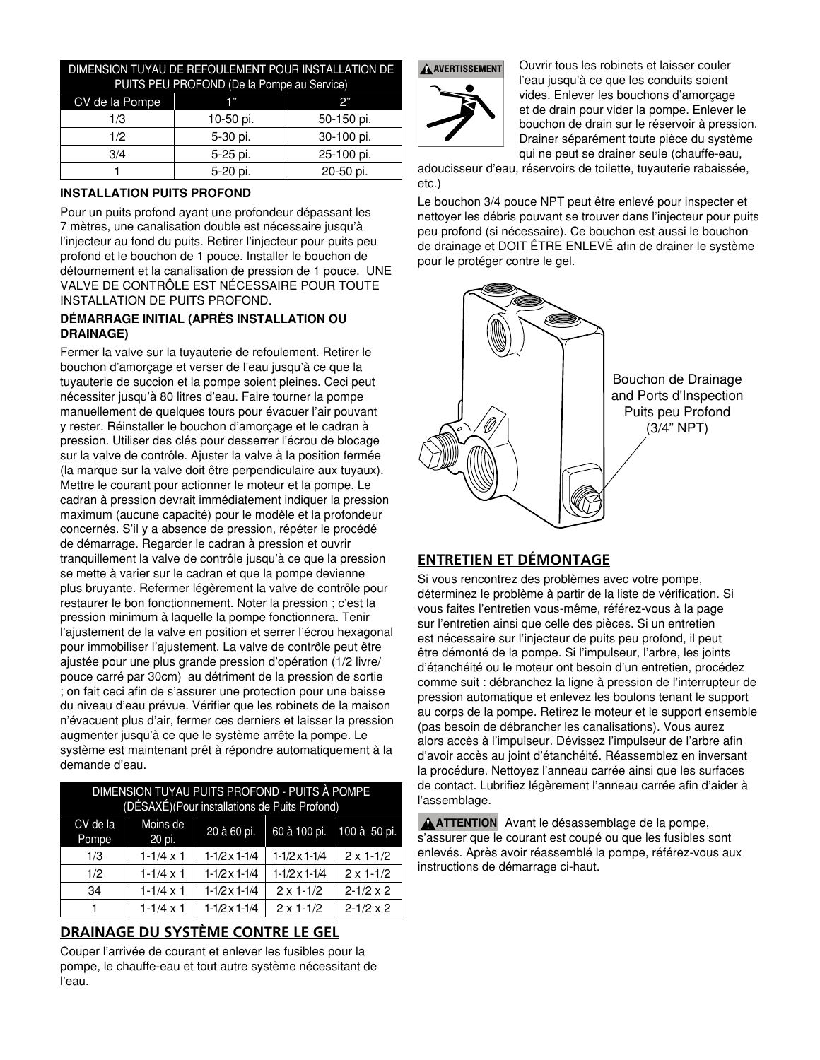| DIMENSION TUYAU DE REFOULEMENT POUR INSTALLATION DE PUITS PEU PROFOND (De la Pompe au Service) | | |
|---|---|---|
| CV de la Pompe | 1" | 2" |
| 1/3 | 10-50 pi. | 50-150 pi. |
| 1/2 | 5-30 pi. | 30-100 pi. |
| 3/4 | 5-25 pi. | 25-100 pi. |
| 1 | 5-20 pi. | 20-50 pi. |

**INSTALLATION PUITS PROFOND**

Pour un puits profond ayant une profondeur dépassant les 7 mètres, une canalisation double est nécessaire jusqu'à l'injecteur au fond du puits. Retirer l'injecteur pour puits peu profond et le bouchon de 1 pouce. Installer le bouchon de détournement et la canalisation de pression de 1 pouce. UNE VALVE DE CONTRÔLE EST NÉCESSAIRE POUR TOUTE INSTALLATION DE PUITS PROFOND.

**DÉMARRAGE INITIAL (APRÈS INSTALLATION OU DRAINAGE)**

Fermer la valve sur la tuyauterie de refoulement. Retirer le bouchon d'amorçage et verser de l'eau jusqu'à ce que la tuyauterie de succion et la pompe soient pleines. Ceci peut nécessiter jusqu'à 80 litres d'eau. Faire tourner la pompe manuellement de quelques tours pour évacuer l'air pouvant y rester. Réinstaller le bouchon d'amorçage et le cadran à pression. Utiliser des clés pour desserrer l'écrou de blocage sur la valve de contrôle. Ajuster la valve à la position fermée (la marque sur la valve doit être perpendiculaire aux tuyaux). Mettre le courant pour actionner le moteur et la pompe. Le cadran à pression devrait immédiatement indiquer la pression maximum (aucune capacité) pour le modèle et la profondeur concernés. S'il y a absence de pression, répéter le procédé de démarrage. Regarder le cadran à pression et ouvrir tranquillement la valve de contrôle jusqu'à ce que la pression se mette à varier sur le cadran et que la pompe devienne plus bruyante. Refermer légèrement la valve de contrôle pour restaurer le bon fonctionnement. Noter la pression ; c'est la pression minimum à laquelle la pompe fonctionnera. Tenir l'ajustement de la valve en position et serrer l'écrou hexagonal pour immobiliser l'ajustement. La valve de contrôle peut être ajustée pour une plus grande pression d'opération (1/2 livre/ pouce carré par 30cm) au détriment de la pression de sortie ; on fait ceci afin de s'assurer une protection pour une baisse du niveau d'eau prévue. Vérifier que les robinets de la maison n'évacuent plus d'air, fermer ces derniers et laisser la pression augmenter jusqu'à ce que le système arrête la pompe. Le système est maintenant prêt à répondre automatiquement à la demande d'eau.

| DIMENSION TUYAU PUITS PROFOND - PUITS À POMPE (DÉSAXÉ)(Pour installations de Puits Profond) | | | | |
|---|---|---|---|---|
| CV de la Pompe | Moins de 20 pi. | 20 à 60 pi. | 60 à 100 pi. | 100 à 50 pi. |
| 1/3 | 1-1/4 x 1 | 1-1/2 x 1-1/4 | 1-1/2 x 1-1/4 | 2 x 1-1/2 |
| 1/2 | 1-1/4 x 1 | 1-1/2 x 1-1/4 | 1-1/2 x 1-1/4 | 2 x 1-1/2 |
| 34 | 1-1/4 x 1 | 1-1/2 x 1-1/4 | 2 x 1-1/2 | 2-1/2 x 2 |
| 1 | 1-1/4 x 1 | 1-1/2 x 1-1/4 | 2 x 1-1/2 | 2-1/2 x 2 |

## DRAINAGE DU SYSTÈME CONTRE LE GEL

Couper l'arrivée de courant et enlever les fusibles pour la pompe, le chauffe-eau et tout autre système nécessitant de l'eau.

**AVERTISSEMENT** Ouvrir tous les robinets et laisser couler l'eau jusqu'à ce que les conduits soient vides. Enlever les bouchons d'amorçage et de drain pour vider la pompe. Enlever le bouchon de drain sur le réservoir à pression. Drainer séparément toute pièce du système qui ne peut se drainer seule (chauffe-eau, adoucisseur d'eau, réservoirs de toilette, tuyauterie rabaissée, etc.)

Le bouchon 3/4 pouce NPT peut être enlevé pour inspecter et nettoyer les débris pouvant se trouver dans l'injecteur pour puits peu profond (si nécessaire). Ce bouchon est aussi le bouchon de drainage et DOIT ÊTRE ENLEVÉ afin de drainer le système pour le protéger contre le gel.

Bouchon de Drainage and Ports d'Inspection Puits peu Profond (3/4" NPT)

## ENTRETIEN ET DÉMONTAGE

Si vous rencontrez des problèmes avec votre pompe, déterminez le problème à partir de la liste de vérification. Si vous faites l'entretien vous-même, référez-vous à la page sur l'entretien ainsi que celle des pièces. Si un entretien est nécessaire sur l'injecteur de puits peu profond, il peut être démonté de la pompe. Si l'impulseur, l'arbre, les joints d'étanchéité ou le moteur ont besoin d'un entretien, procédez comme suit : débranchez la ligne à pression de l'interrupteur de pression automatique et enlevez les boulons tenant le support au corps de la pompe. Retirez le moteur et le support ensemble (pas besoin de débrancher les canalisations). Vous aurez alors accès à l'impulseur. Dévissez l'impulseur de l'arbre afin d'avoir accès au joint d'étanchéité. Réassemblez en inversant la procédure. Nettoyez l'anneau carrée ainsi que les surfaces de contact. Lubrifiez légèrement l'anneau carrée afin d'aider à l'assemblage.

**ATTENTION** Avant le désassemblage de la pompe, s'assurer que le courant est coupé ou que les fusibles sont enlevés. Après avoir réassemblé la pompe, référez-vous aux instructions de démarrage ci-haut.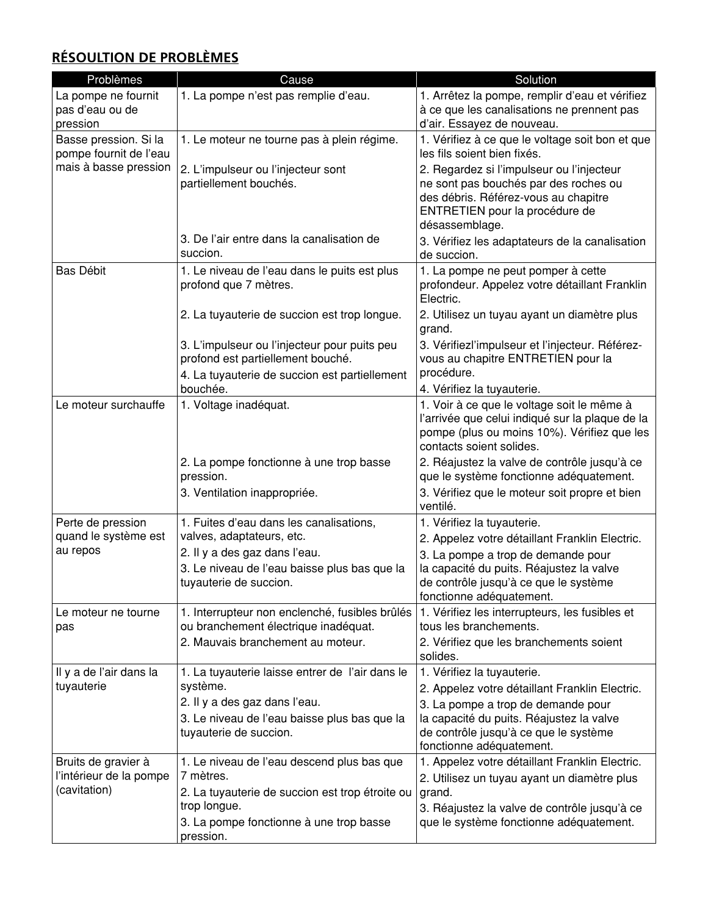## RÉSOULTION DE PROBLÈMES

| Problèmes | Cause | Solution |
|---|---|---|
| La pompe ne fournit pas d'eau ou de pression | 1. La pompe n'est pas remplie d'eau. | 1. Arrêtez la pompe, remplir d'eau et vérifiez à ce que les canalisations ne prennent pas d'air. Essayez de nouveau. |
| Basse pression. Si la pompe fournit de l'eau mais à basse pression | 1. Le moteur ne tourne pas à plein régime.<br>2. L'impulseur ou l'injecteur sont partiellement bouchés.<br>3. De l'air entre dans la canalisation de succion. | 1. Vérifiez à ce que le voltage soit bon et que les fils soient bien fixés.<br>2. Regardez si l'impulseur ou l'injecteur ne sont pas bouchés par des roches ou des débris. Référez-vous au chapitre ENTRETIEN pour la procédure de désassemblage.<br>3. Vérifiez les adaptateurs de la canalisation de succion. |
| Bas Débit | 1. Le niveau de l'eau dans le puits est plus profond que 7 mètres.<br>2. La tuyauterie de succion est trop longue.<br>3. L'impulseur ou l'injecteur pour puits peu profond est partiellement bouché.<br>4. La tuyauterie de succion est partiellement bouchée. | 1. La pompe ne peut pomper à cette profondeur. Appelez votre détaillant Franklin Electric.<br>2. Utilisez un tuyau ayant un diamètre plus grand.<br>3. Vérifiezl'impulseur et l'injecteur. Référez-vous au chapitre ENTRETIEN pour la procédure.<br>4. Vérifiez la tuyauterie. |
| Le moteur surchauffe | 1. Voltage inadéquat.<br>2. La pompe fonctionne à une trop basse pression.<br>3. Ventilation inappropriée. | 1. Voir à ce que le voltage soit le même à l'arrivée que celui indiqué sur la plaque de la pompe (plus ou moins 10%). Vérifiez que les contacts soient solides.<br>2. Réajustez la valve de contrôle jusqu'à ce que le système fonctionne adéquatement.<br>3. Vérifiez que le moteur soit propre et bien ventilé. |
| Perte de pression quand le système est au repos | 1. Fuites d'eau dans les canalisations, valves, adaptateurs, etc.<br>2. Il y a des gaz dans l'eau.<br>3. Le niveau de l'eau baisse plus bas que la tuyauterie de succion. | 1. Vérifiez la tuyauterie.<br>2. Appelez votre détaillant Franklin Electric.<br>3. La pompe a trop de demande pour la capacité du puits. Réajustez la valve de contrôle jusqu'à ce que le système fonctionne adéquatement. |
| Le moteur ne tourne pas | 1. Interrupteur non enclenché, fusibles brûlés ou branchement électrique inadéquat.<br>2. Mauvais branchement au moteur. | 1. Vérifiez les interrupteurs, les fusibles et tous les branchements.<br>2. Vérifiez que les branchements soient solides. |
| Il y a de l'air dans la tuyauterie | 1. La tuyauterie laisse entrer de l'air dans le système.<br>2. Il y a des gaz dans l'eau.<br>3. Le niveau de l'eau baisse plus bas que la tuyauterie de succion. | 1. Vérifiez la tuyauterie.<br>2. Appelez votre détaillant Franklin Electric.<br>3. La pompe a trop de demande pour la capacité du puits. Réajustez la valve de contrôle jusqu'à ce que le système fonctionne adéquatement. |
| Bruits de gravier à l'intérieur de la pompe (cavitation) | 1. Le niveau de l'eau descend plus bas que 7 mètres.<br>2. La tuyauterie de succion est trop étroite ou trop longue.<br>3. La pompe fonctionne à une trop basse pression. | 1. Appelez votre détaillant Franklin Electric.<br>2. Utilisez un tuyau ayant un diamètre plus grand.<br>3. Réajustez la valve de contrôle jusqu'à ce que le système fonctionne adéquatement. |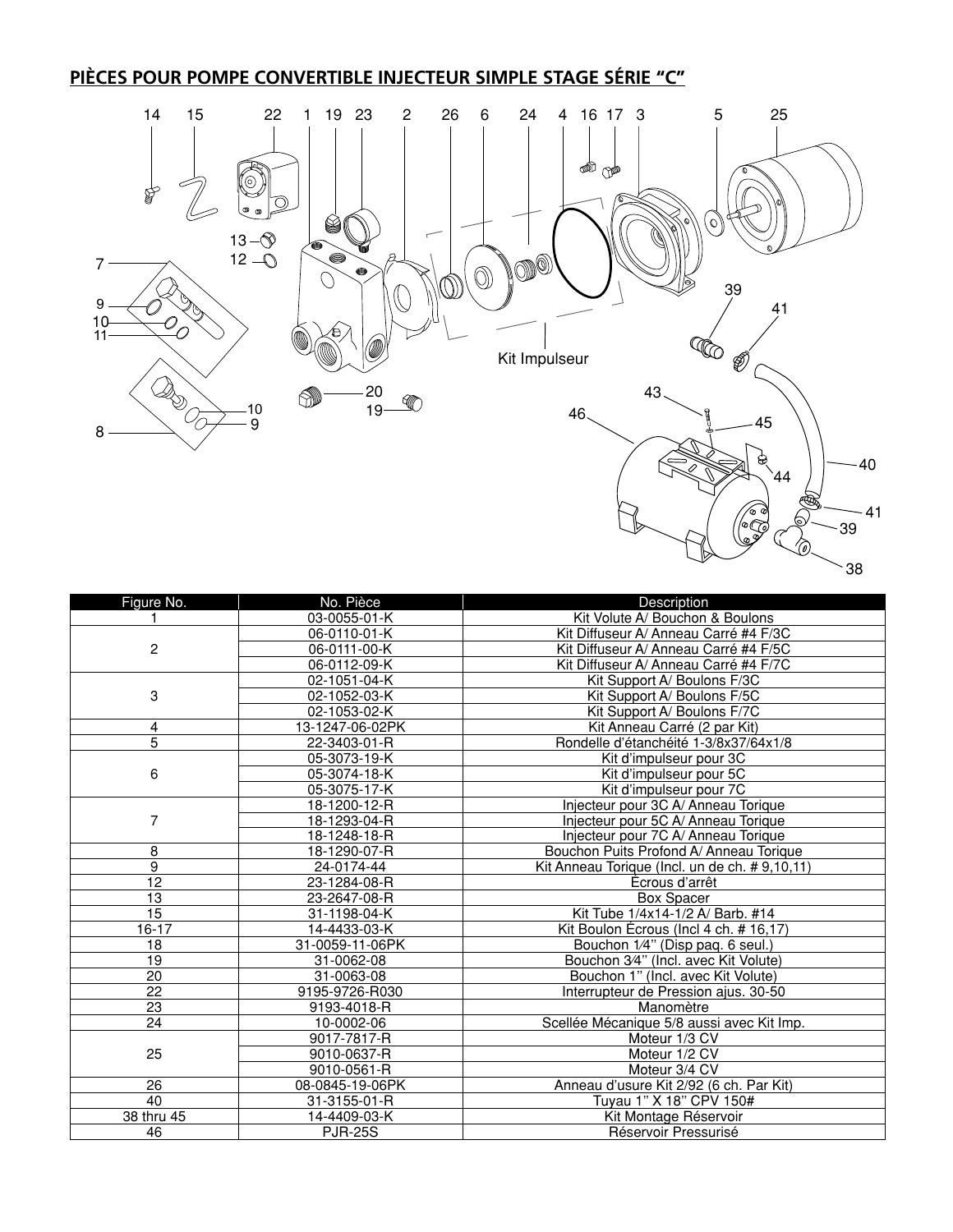## PIÈCES POUR POMPE CONVERTIBLE INJECTEUR SIMPLE STAGE SÉRIE "C"

| Figure No. | No. Pièce | Description |
|---|---|---|
| 1 | 03-0055-01-K | Kit Volute A/ Bouchon & Boulons |
| 2 | 06-0110-01-K | Kit Diffuseur A/ Anneau Carré #4 F/3C |
| | 06-0111-00-K | Kit Diffuseur A/ Anneau Carré #4 F/5C |
| | 06-0112-09-K | Kit Diffuseur A/ Anneau Carré #4 F/7C |
| 3 | 02-1051-04-K | Kit Support A/ Boulons F/3C |
| | 02-1052-03-K | Kit Support A/ Boulons F/5C |
| | 02-1053-02-K | Kit Support A/ Boulons F/7C |
| 4 | 13-1247-06-02PK | Kit Anneau Carré (2 par Kit) |
| 5 | 22-3403-01-R | Rondelle d'étanchéité 1-3/8x37/64x1/8 |
| 6 | 05-3073-19-K | Kit d'impulseur pour 3C |
| | 05-3074-18-K | Kit d'impulseur pour 5C |
| | 05-3075-17-K | Kit d'impulseur pour 7C |
| 7 | 18-1200-12-R | Injecteur pour 3C A/ Anneau Torique |
| | 18-1293-04-R | Injecteur pour 5C A/ Anneau Torique |
| | 18-1248-18-R | Injecteur pour 7C A/ Anneau Torique |
| 8 | 18-1290-07-R | Bouchon Puits Profond A/ Anneau Torique |
| 9 | 24-0174-44 | Kit Anneau Torique (Incl. un de ch. # 9,10,11) |
| 12 | 23-1284-08-R | Écrous d'arrêt |
| 13 | 23-2647-08-R | Box Spacer |
| 15 | 31-1198-04-K | Kit Tube 1/4x14-1/2 A/ Barb. #14 |
| 16-17 | 14-4433-03-K | Kit Boulon Écrous (Incl 4 ch. # 16,17) |
| 18 | 31-0059-11-06PK | Bouchon 1⁄4" (Disp paq. 6 seul.) |
| 19 | 31-0062-08 | Bouchon 3⁄4" (Incl. avec Kit Volute) |
| 20 | 31-0063-08 | Bouchon 1" (Incl. avec Kit Volute) |
| 22 | 9195-9726-R030 | Interrupteur de Pression ajus. 30-50 |
| 23 | 9193-4018-R | Manomètre |
| 24 | 10-0002-06 | Scellée Mécanique 5/8 aussi avec Kit Imp. |
| 25 | 9017-7817-R | Moteur 1/3 CV |
| | 9010-0637-R | Moteur 1/2 CV |
| | 9010-0561-R | Moteur 3/4 CV |
| 26 | 08-0845-19-06PK | Anneau d'usure Kit 2/92 (6 ch. Par Kit) |
| 40 | 31-3155-01-R | Tuyau 1" X 18" CPV 150# |
| 38 thru 45 | 14-4409-03-K | Kit Montage Réservoir |
| 46 | PJR-25S | Réservoir Pressurisé |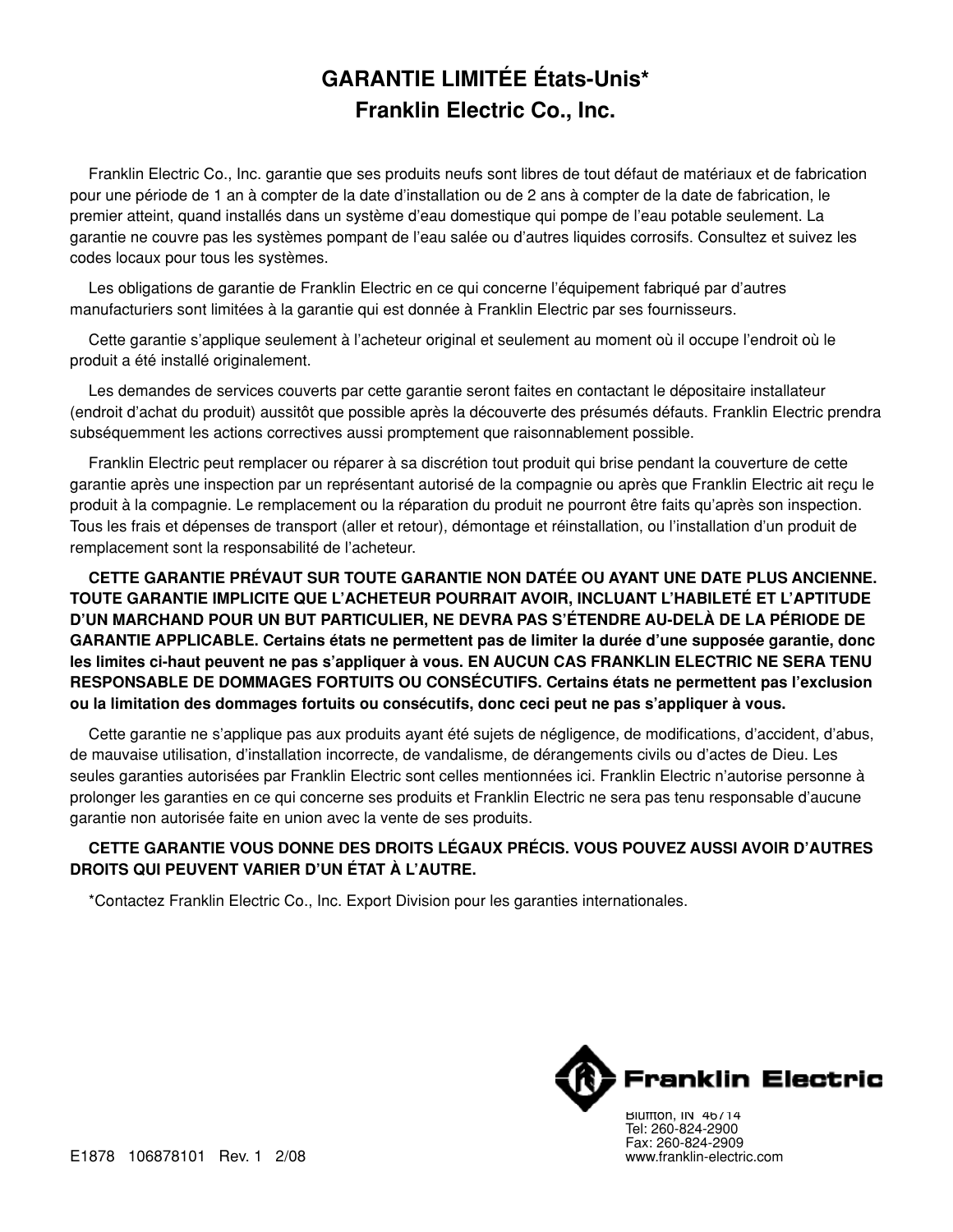# GARANTIE LIMITÉE États-Unis*
# Franklin Electric Co., Inc.

Franklin Electric Co., Inc. garantie que ses produits neufs sont libres de tout défaut de matériaux et de fabrication pour une période de 1 an à compter de la date d'installation ou de 2 ans à compter de la date de fabrication, le premier atteint, quand installés dans un système d'eau domestique qui pompe de l'eau potable seulement. La garantie ne couvre pas les systèmes pompant de l'eau salée ou d'autres liquides corrosifs. Consultez et suivez les codes locaux pour tous les systèmes.

Les obligations de garantie de Franklin Electric en ce qui concerne l'équipement fabriqué par d'autres manufacturiers sont limitées à la garantie qui est donnée à Franklin Electric par ses fournisseurs.

Cette garantie s'applique seulement à l'acheteur original et seulement au moment où il occupe l'endroit où le produit a été installé originalement.

Les demandes de services couverts par cette garantie seront faites en contactant le dépositaire installateur (endroit d'achat du produit) aussitôt que possible après la découverte des présumés défauts. Franklin Electric prendra subséquemment les actions correctives aussi promptement que raisonnablement possible.

Franklin Electric peut remplacer ou réparer à sa discrétion tout produit qui brise pendant la couverture de cette garantie après une inspection par un représentant autorisé de la compagnie ou après que Franklin Electric ait reçu le produit à la compagnie. Le remplacement ou la réparation du produit ne pourront être faits qu'après son inspection. Tous les frais et dépenses de transport (aller et retour), démontage et réinstallation, ou l'installation d'un produit de remplacement sont la responsabilité de l'acheteur.

**CETTE GARANTIE PRÉVAUT SUR TOUTE GARANTIE NON DATÉE OU AYANT UNE DATE PLUS ANCIENNE. TOUTE GARANTIE IMPLICITE QUE L'ACHETEUR POURRAIT AVOIR, INCLUANT L'HABILETÉ ET L'APTITUDE D'UN MARCHAND POUR UN BUT PARTICULIER, NE DEVRA PAS S'ÉTENDRE AU-DELÀ DE LA PÉRIODE DE GARANTIE APPLICABLE. Certains états ne permettent pas de limiter la durée d'une supposée garantie, donc les limites ci-haut peuvent ne pas s'appliquer à vous. EN AUCUN CAS FRANKLIN ELECTRIC NE SERA TENU RESPONSABLE DE DOMMAGES FORTUITS OU CONSÉCUTIFS. Certains états ne permettent pas l'exclusion ou la limitation des dommages fortuits ou consécutifs, donc ceci peut ne pas s'appliquer à vous.**

Cette garantie ne s'applique pas aux produits ayant été sujets de négligence, de modifications, d'accident, d'abus, de mauvaise utilisation, d'installation incorrecte, de vandalisme, de dérangements civils ou d'actes de Dieu. Les seules garanties autorisées par Franklin Electric sont celles mentionnées ici. Franklin Electric n'autorise personne à prolonger les garanties en ce qui concerne ses produits et Franklin Electric ne sera pas tenu responsable d'aucune garantie non autorisée faite en union avec la vente de ses produits.

**CETTE GARANTIE VOUS DONNE DES DROITS LÉGAUX PRÉCIS. VOUS POUVEZ AUSSI AVOIR D'AUTRES DROITS QUI PEUVENT VARIER D'UN ÉTAT À L'AUTRE.**

*Contactez Franklin Electric Co., Inc. Export Division pour les garanties internationales.

Franklin Electric

Bluffton, IN 46714
Tel: 260-824-2900
Fax: 260-824-2909
www.franklin-electric.com

E1878 106878101 Rev. 1 2/08